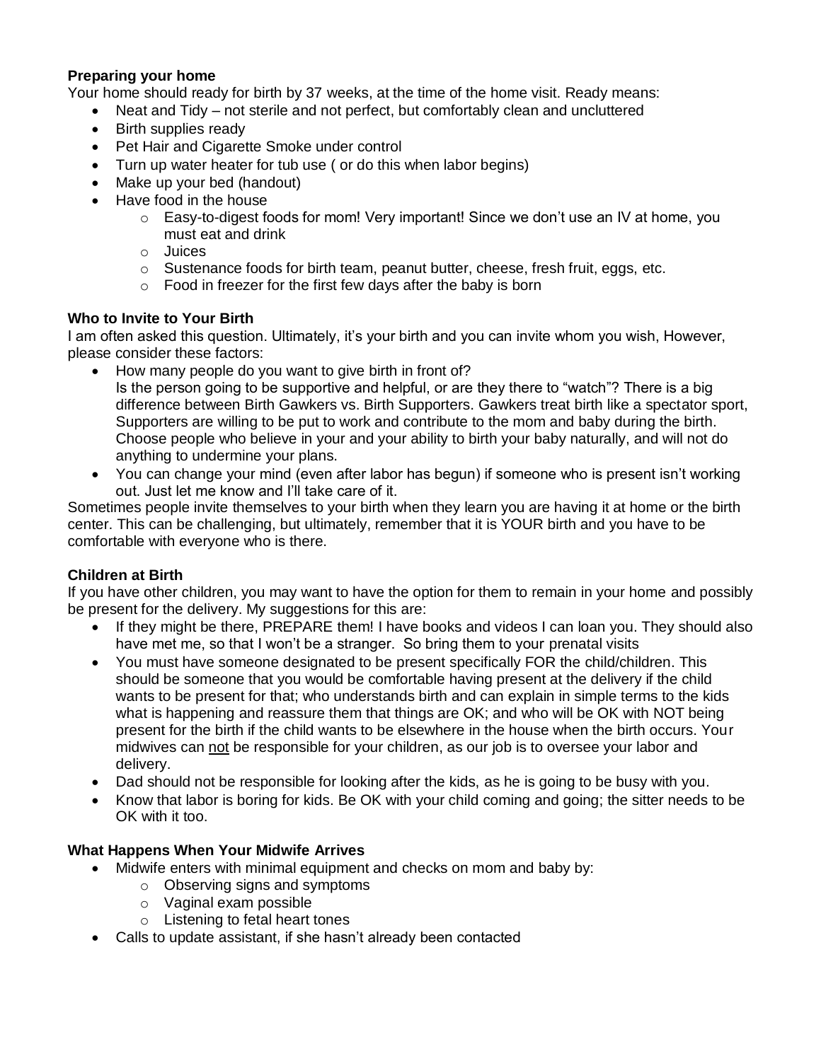**Preparing your home**

Your home should ready for birth by 37 weeks, at the time of the home visit. Ready means:

- Neat and Tidy – not sterile and not perfect, but comfortably clean and uncluttered
- Birth supplies ready
- Pet Hair and Cigarette Smoke under control
- Turn up water heater for tub use ( or do this when labor begins)
- Make up your bed (handout)
- Have food in the house
    - Easy-to-digest foods for mom! Very important! Since we don't use an IV at home, you must eat and drink
    - Juices
    - Sustenance foods for birth team, peanut butter, cheese, fresh fruit, eggs, etc.
    - Food in freezer for the first few days after the baby is born

**Who to Invite to Your Birth**

I am often asked this question. Ultimately, it's your birth and you can invite whom you wish, However, please consider these factors:

- How many people do you want to give birth in front of?
  Is the person going to be supportive and helpful, or are they there to "watch"? There is a big difference between Birth Gawkers vs. Birth Supporters. Gawkers treat birth like a spectator sport, Supporters are willing to be put to work and contribute to the mom and baby during the birth. Choose people who believe in your and your ability to birth your baby naturally, and will not do anything to undermine your plans.
- You can change your mind (even after labor has begun) if someone who is present isn't working out. Just let me know and I'll take care of it.

Sometimes people invite themselves to your birth when they learn you are having it at home or the birth center. This can be challenging, but ultimately, remember that it is YOUR birth and you have to be comfortable with everyone who is there.

**Children at Birth**

If you have other children, you may want to have the option for them to remain in your home and possibly be present for the delivery. My suggestions for this are:

- If they might be there, PREPARE them! I have books and videos I can loan you. They should also have met me, so that I won't be a stranger. So bring them to your prenatal visits
- You must have someone designated to be present specifically FOR the child/children. This should be someone that you would be comfortable having present at the delivery if the child wants to be present for that; who understands birth and can explain in simple terms to the kids what is happening and reassure them that things are OK; and who will be OK with NOT being present for the birth if the child wants to be elsewhere in the house when the birth occurs. Your midwives can <u>not</u> be responsible for your children, as our job is to oversee your labor and delivery.
- Dad should not be responsible for looking after the kids, as he is going to be busy with you.
- Know that labor is boring for kids. Be OK with your child coming and going; the sitter needs to be OK with it too.

**What Happens When Your Midwife Arrives**

- Midwife enters with minimal equipment and checks on mom and baby by:
    - Observing signs and symptoms
    - Vaginal exam possible
    - Listening to fetal heart tones
- Calls to update assistant, if she hasn't already been contacted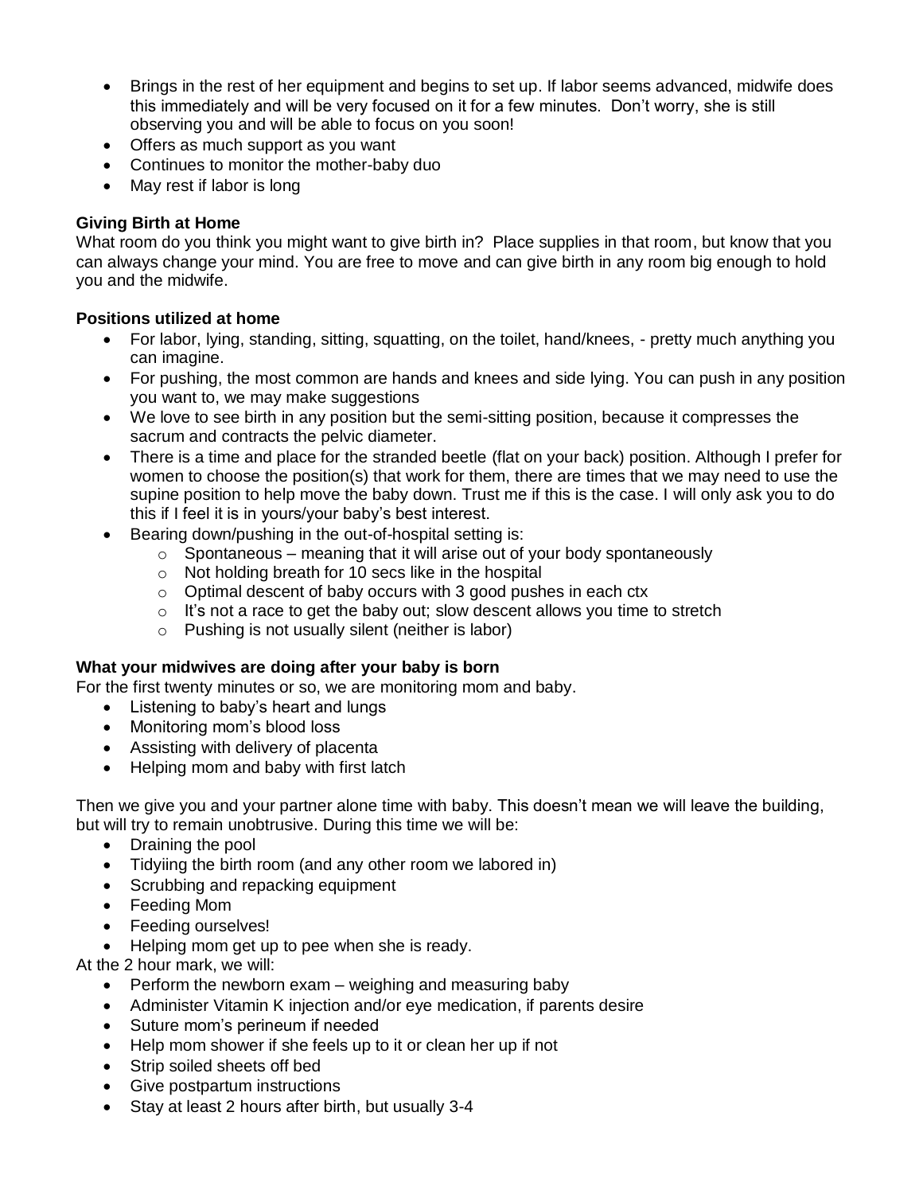- Brings in the rest of her equipment and begins to set up. If labor seems advanced, midwife does this immediately and will be very focused on it for a few minutes. Don't worry, she is still observing you and will be able to focus on you soon!
- Offers as much support as you want
- Continues to monitor the mother-baby duo
- May rest if labor is long

**Giving Birth at Home**

What room do you think you might want to give birth in? Place supplies in that room, but know that you can always change your mind. You are free to move and can give birth in any room big enough to hold you and the midwife.

**Positions utilized at home**

- For labor, lying, standing, sitting, squatting, on the toilet, hand/knees, - pretty much anything you can imagine.
- For pushing, the most common are hands and knees and side lying. You can push in any position you want to, we may make suggestions
- We love to see birth in any position but the semi-sitting position, because it compresses the sacrum and contracts the pelvic diameter.
- There is a time and place for the stranded beetle (flat on your back) position. Although I prefer for women to choose the position(s) that work for them, there are times that we may need to use the supine position to help move the baby down. Trust me if this is the case. I will only ask you to do this if I feel it is in yours/your baby's best interest.
- Bearing down/pushing in the out-of-hospital setting is:
  - Spontaneous – meaning that it will arise out of your body spontaneously
  - Not holding breath for 10 secs like in the hospital
  - Optimal descent of baby occurs with 3 good pushes in each ctx
  - It's not a race to get the baby out; slow descent allows you time to stretch
  - Pushing is not usually silent (neither is labor)

**What your midwives are doing after your baby is born**

For the first twenty minutes or so, we are monitoring mom and baby.

- Listening to baby's heart and lungs
- Monitoring mom's blood loss
- Assisting with delivery of placenta
- Helping mom and baby with first latch

Then we give you and your partner alone time with baby. This doesn't mean we will leave the building, but will try to remain unobtrusive. During this time we will be:

- Draining the pool
- Tidyiing the birth room (and any other room we labored in)
- Scrubbing and repacking equipment
- Feeding Mom
- Feeding ourselves!
- Helping mom get up to pee when she is ready.

At the 2 hour mark, we will:

- Perform the newborn exam – weighing and measuring baby
- Administer Vitamin K injection and/or eye medication, if parents desire
- Suture mom's perineum if needed
- Help mom shower if she feels up to it or clean her up if not
- Strip soiled sheets off bed
- Give postpartum instructions
- Stay at least 2 hours after birth, but usually 3-4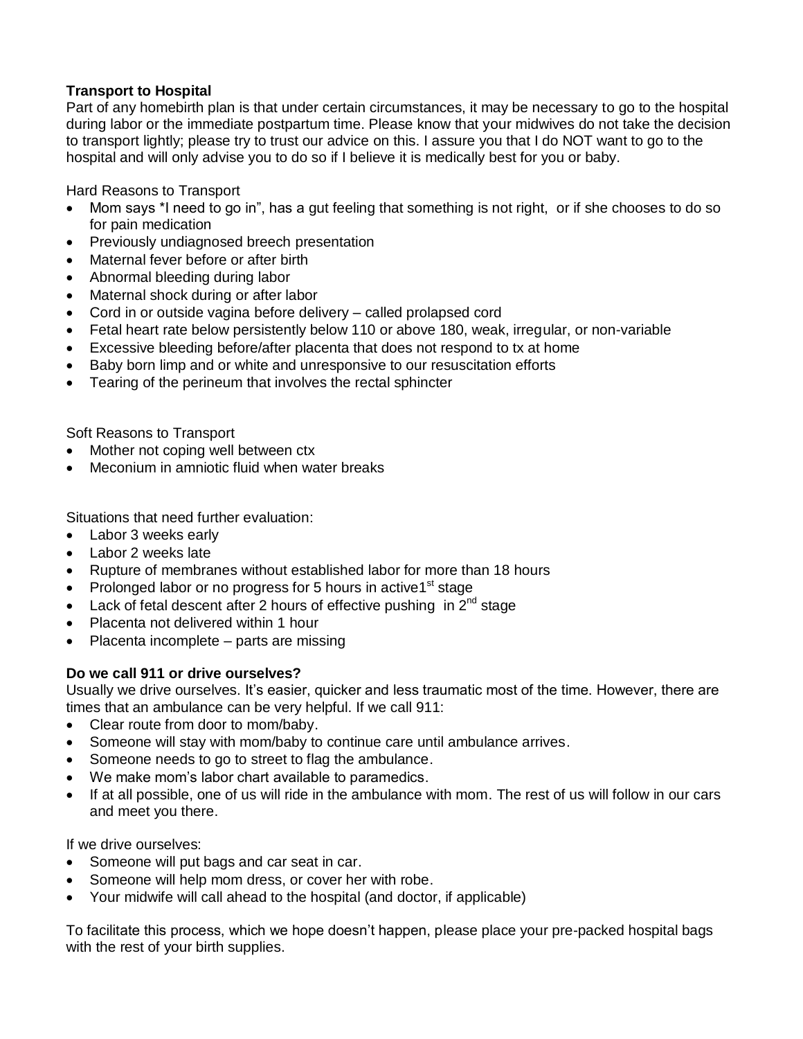**Transport to Hospital**

Part of any homebirth plan is that under certain circumstances, it may be necessary to go to the hospital during labor or the immediate postpartum time. Please know that your midwives do not take the decision to transport lightly; please try to trust our advice on this. I assure you that I do NOT want to go to the hospital and will only advise you to do so if I believe it is medically best for you or baby.

Hard Reasons to Transport

- Mom says *I need to go in", has a gut feeling that something is not right, or if she chooses to do so for pain medication
- Previously undiagnosed breech presentation
- Maternal fever before or after birth
- Abnormal bleeding during labor
- Maternal shock during or after labor
- Cord in or outside vagina before delivery – called prolapsed cord
- Fetal heart rate below persistently below 110 or above 180, weak, irregular, or non-variable
- Excessive bleeding before/after placenta that does not respond to tx at home
- Baby born limp and or white and unresponsive to our resuscitation efforts
- Tearing of the perineum that involves the rectal sphincter

Soft Reasons to Transport

- Mother not coping well between ctx
- Meconium in amniotic fluid when water breaks

Situations that need further evaluation:

- Labor 3 weeks early
- Labor 2 weeks late
- Rupture of membranes without established labor for more than 18 hours
- Prolonged labor or no progress for 5 hours in active1st stage
- Lack of fetal descent after 2 hours of effective pushing in 2nd stage
- Placenta not delivered within 1 hour
- Placenta incomplete – parts are missing

**Do we call 911 or drive ourselves?**

Usually we drive ourselves. It's easier, quicker and less traumatic most of the time. However, there are times that an ambulance can be very helpful. If we call 911:

- Clear route from door to mom/baby.
- Someone will stay with mom/baby to continue care until ambulance arrives.
- Someone needs to go to street to flag the ambulance.
- We make mom's labor chart available to paramedics.
- If at all possible, one of us will ride in the ambulance with mom. The rest of us will follow in our cars and meet you there.

If we drive ourselves:

- Someone will put bags and car seat in car.
- Someone will help mom dress, or cover her with robe.
- Your midwife will call ahead to the hospital (and doctor, if applicable)

To facilitate this process, which we hope doesn't happen, please place your pre-packed hospital bags with the rest of your birth supplies.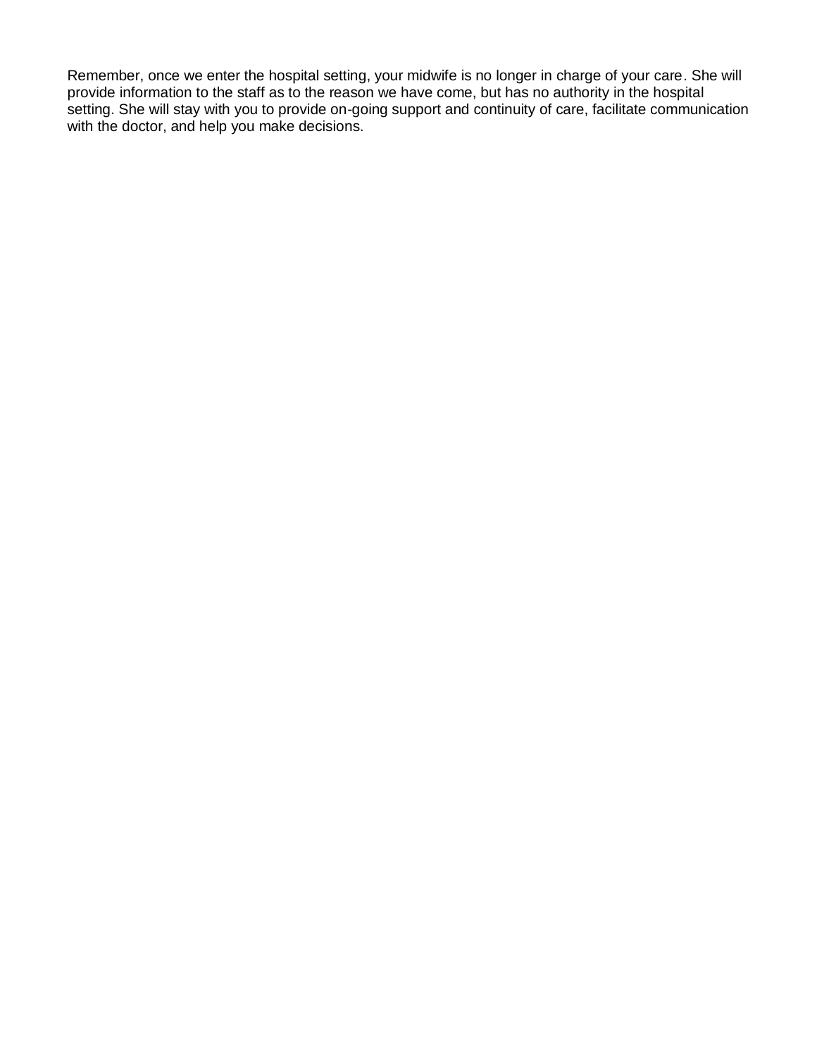Remember, once we enter the hospital setting, your midwife is no longer in charge of your care. She will provide information to the staff as to the reason we have come, but has no authority in the hospital setting. She will stay with you to provide on-going support and continuity of care, facilitate communication with the doctor, and help you make decisions.